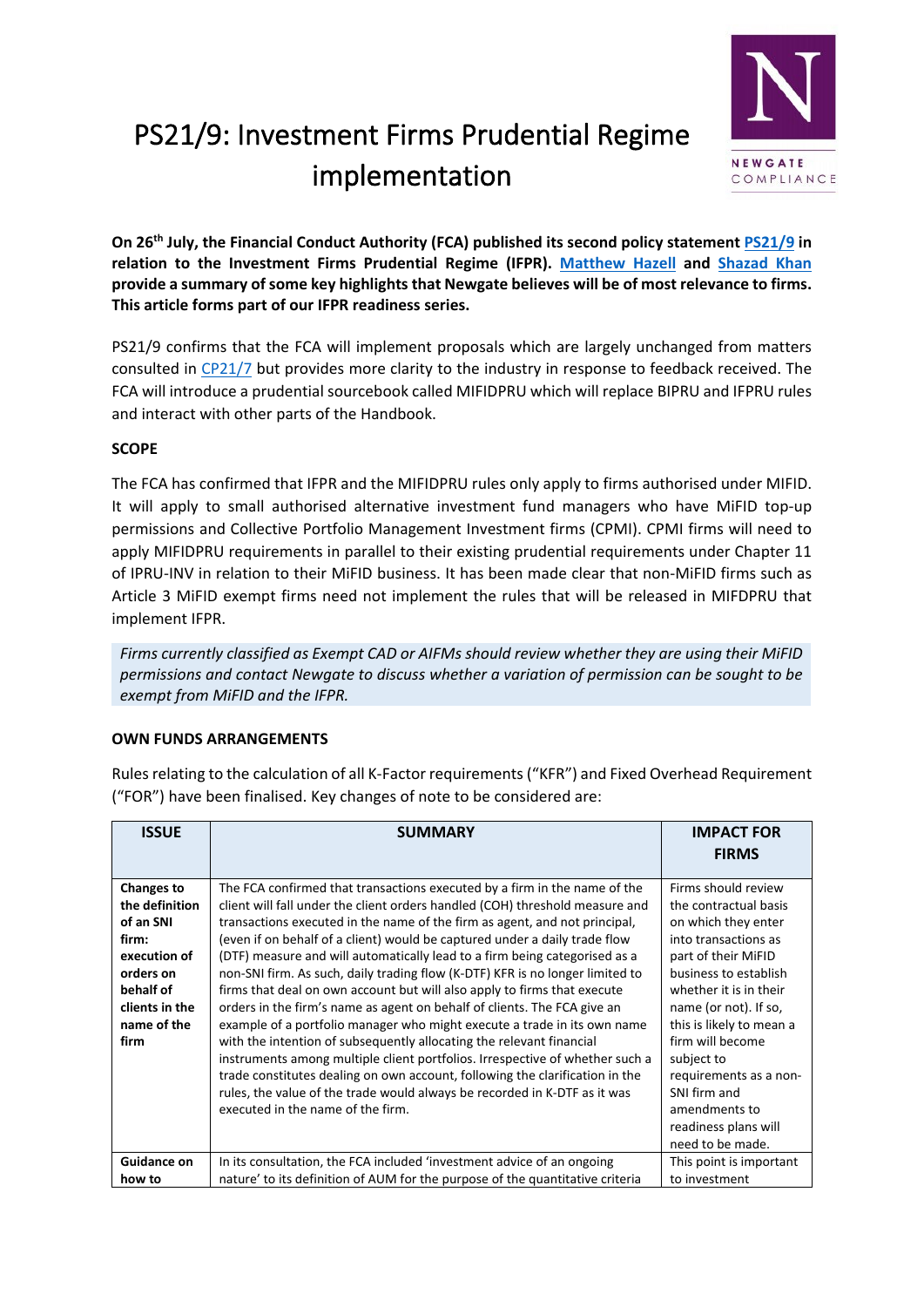# PS21/9: Investment Firms Prudential Regime implementation

**On 26th July, the Financial Conduct Authority (FCA) published its second policy statement [PS21/9] in relation to the Investment Firms Prudential Regime (IFPR). [Matthew Hazell] and [Shazad Khan] provide a summary of some key highlights that Newgate believes will be of most relevance to firms. This article forms part of our IFPR readiness series.**

PS21/9 confirms that the FCA will implement proposals which are largely unchanged from matters consulted in [CP21/7] but provides more clarity to the industry in response to feedback received. The FCA will introduce a prudential sourcebook called MIFIDPRU which will replace BIPRU and IFPRU rules and interact with other parts of the Handbook.

**SCOPE**

The FCA has confirmed that IFPR and the MIFIDPRU rules only apply to firms authorised under MIFID. It will apply to small authorised alternative investment fund managers who have MiFID top-up permissions and Collective Portfolio Management Investment firms (CPMI). CPMI firms will need to apply MIFIDPRU requirements in parallel to their existing prudential requirements under Chapter 11 of IPRU-INV in relation to their MiFID business. It has been made clear that non-MiFID firms such as Article 3 MiFID exempt firms need not implement the rules that will be released in MIFDPRU that implement IFPR.

*Firms currently classified as Exempt CAD or AIFMs should review whether they are using their MiFID permissions and contact Newgate to discuss whether a variation of permission can be sought to be exempt from MiFID and the IFPR.*

**OWN FUNDS ARRANGEMENTS**

Rules relating to the calculation of all K-Factor requirements ("KFR") and Fixed Overhead Requirement ("FOR") have been finalised. Key changes of note to be considered are:

| ISSUE | SUMMARY | IMPACT FOR FIRMS |
|---|---|---|
| **Changes to the definition of an SNI firm: execution of orders on behalf of clients in the name of the firm** | The FCA confirmed that transactions executed by a firm in the name of the client will fall under the client orders handled (COH) threshold measure and transactions executed in the name of the firm as agent, and not principal, (even if on behalf of a client) would be captured under a daily trade flow (DTF) measure and will automatically lead to a firm being categorised as a non-SNI firm. As such, daily trading flow (K-DTF) KFR is no longer limited to firms that deal on own account but will also apply to firms that execute orders in the firm's name as agent on behalf of clients. The FCA give an example of a portfolio manager who might execute a trade in its own name with the intention of subsequently allocating the relevant financial instruments among multiple client portfolios. Irrespective of whether such a trade constitutes dealing on own account, following the clarification in the rules, the value of the trade would always be recorded in K-DTF as it was executed in the name of the firm. | Firms should review the contractual basis on which they enter into transactions as part of their MiFID business to establish whether it is in their name (or not). If so, this is likely to mean a firm will become subject to requirements as a non-SNI firm and amendments to readiness plans will need to be made. |
| **Guidance on how to** | In its consultation, the FCA included 'investment advice of an ongoing nature' to its definition of AUM for the purpose of the quantitative criteria | This point is important to investment |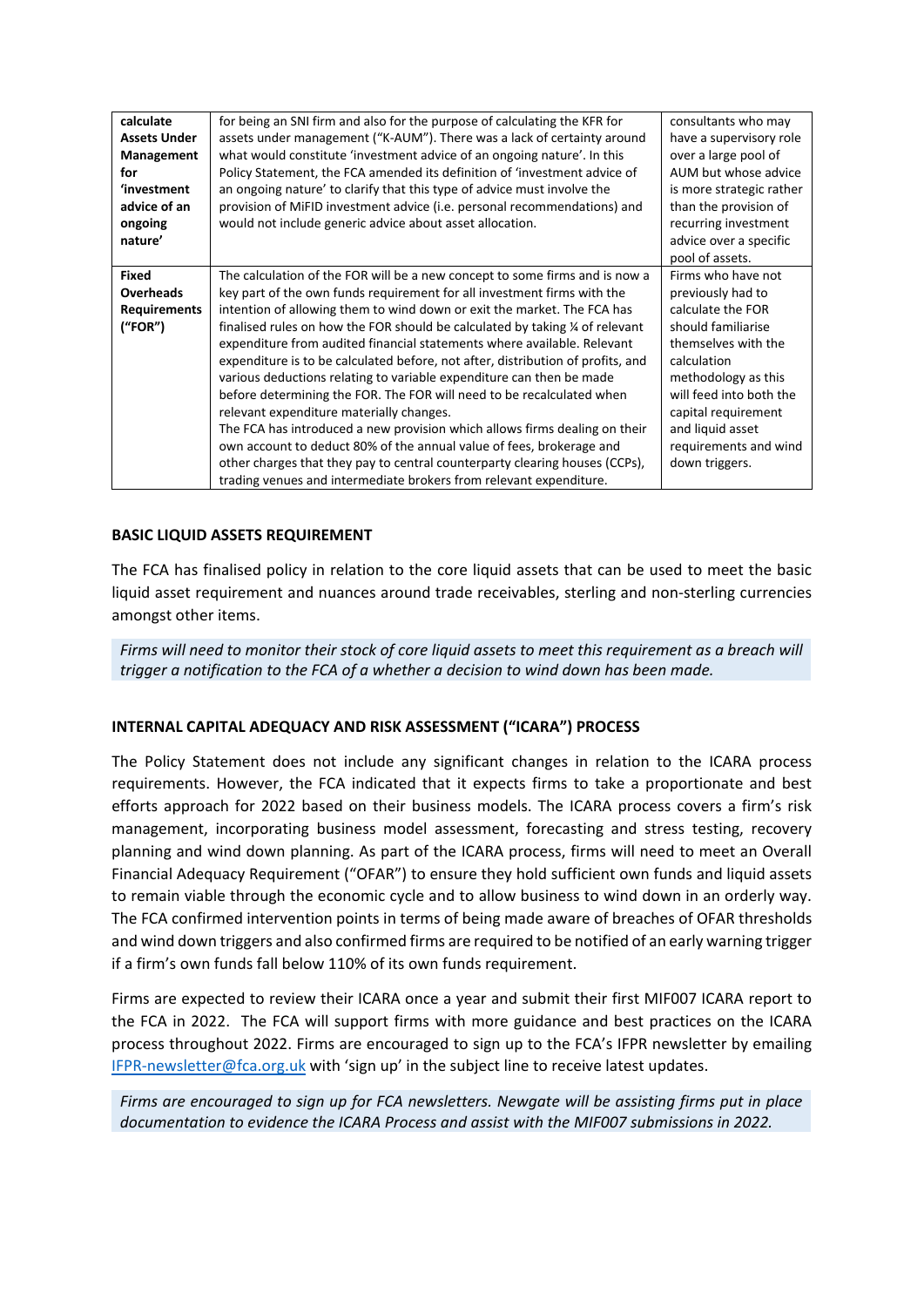| **calculate Assets Under Management for 'investment advice of an ongoing nature'** | for being an SNI firm and also for the purpose of calculating the KFR for assets under management ("K-AUM"). There was a lack of certainty around what would constitute 'investment advice of an ongoing nature'. In this Policy Statement, the FCA amended its definition of 'investment advice of an ongoing nature' to clarify that this type of advice must involve the provision of MiFID investment advice (i.e. personal recommendations) and would not include generic advice about asset allocation. | consultants who may have a supervisory role over a large pool of AUM but whose advice is more strategic rather than the provision of recurring investment advice over a specific pool of assets. |
|---|---|---|
| **Fixed Overheads Requirements ("FOR")** | The calculation of the FOR will be a new concept to some firms and is now a key part of the own funds requirement for all investment firms with the intention of allowing them to wind down or exit the market. The FCA has finalised rules on how the FOR should be calculated by taking ¼ of relevant expenditure from audited financial statements where available. Relevant expenditure is to be calculated before, not after, distribution of profits, and various deductions relating to variable expenditure can then be made before determining the FOR. The FOR will need to be recalculated when relevant expenditure materially changes.<br>The FCA has introduced a new provision which allows firms dealing on their own account to deduct 80% of the annual value of fees, brokerage and other charges that they pay to central counterparty clearing houses (CCPs), trading venues and intermediate brokers from relevant expenditure. | Firms who have not previously had to calculate the FOR should familiarise themselves with the calculation methodology as this will feed into both the capital requirement and liquid asset requirements and wind down triggers. |

## BASIC LIQUID ASSETS REQUIREMENT

The FCA has finalised policy in relation to the core liquid assets that can be used to meet the basic liquid asset requirement and nuances around trade receivables, sterling and non-sterling currencies amongst other items.

*Firms will need to monitor their stock of core liquid assets to meet this requirement as a breach will trigger a notification to the FCA of a whether a decision to wind down has been made.*

## INTERNAL CAPITAL ADEQUACY AND RISK ASSESSMENT ("ICARA") PROCESS

The Policy Statement does not include any significant changes in relation to the ICARA process requirements. However, the FCA indicated that it expects firms to take a proportionate and best efforts approach for 2022 based on their business models. The ICARA process covers a firm's risk management, incorporating business model assessment, forecasting and stress testing, recovery planning and wind down planning. As part of the ICARA process, firms will need to meet an Overall Financial Adequacy Requirement ("OFAR") to ensure they hold sufficient own funds and liquid assets to remain viable through the economic cycle and to allow business to wind down in an orderly way. The FCA confirmed intervention points in terms of being made aware of breaches of OFAR thresholds and wind down triggers and also confirmed firms are required to be notified of an early warning trigger if a firm's own funds fall below 110% of its own funds requirement.

Firms are expected to review their ICARA once a year and submit their first MIF007 ICARA report to the FCA in 2022. The FCA will support firms with more guidance and best practices on the ICARA process throughout 2022. Firms are encouraged to sign up to the FCA's IFPR newsletter by emailing IFPR-newsletter@fca.org.uk with 'sign up' in the subject line to receive latest updates.

*Firms are encouraged to sign up for FCA newsletters. Newgate will be assisting firms put in place documentation to evidence the ICARA Process and assist with the MIF007 submissions in 2022.*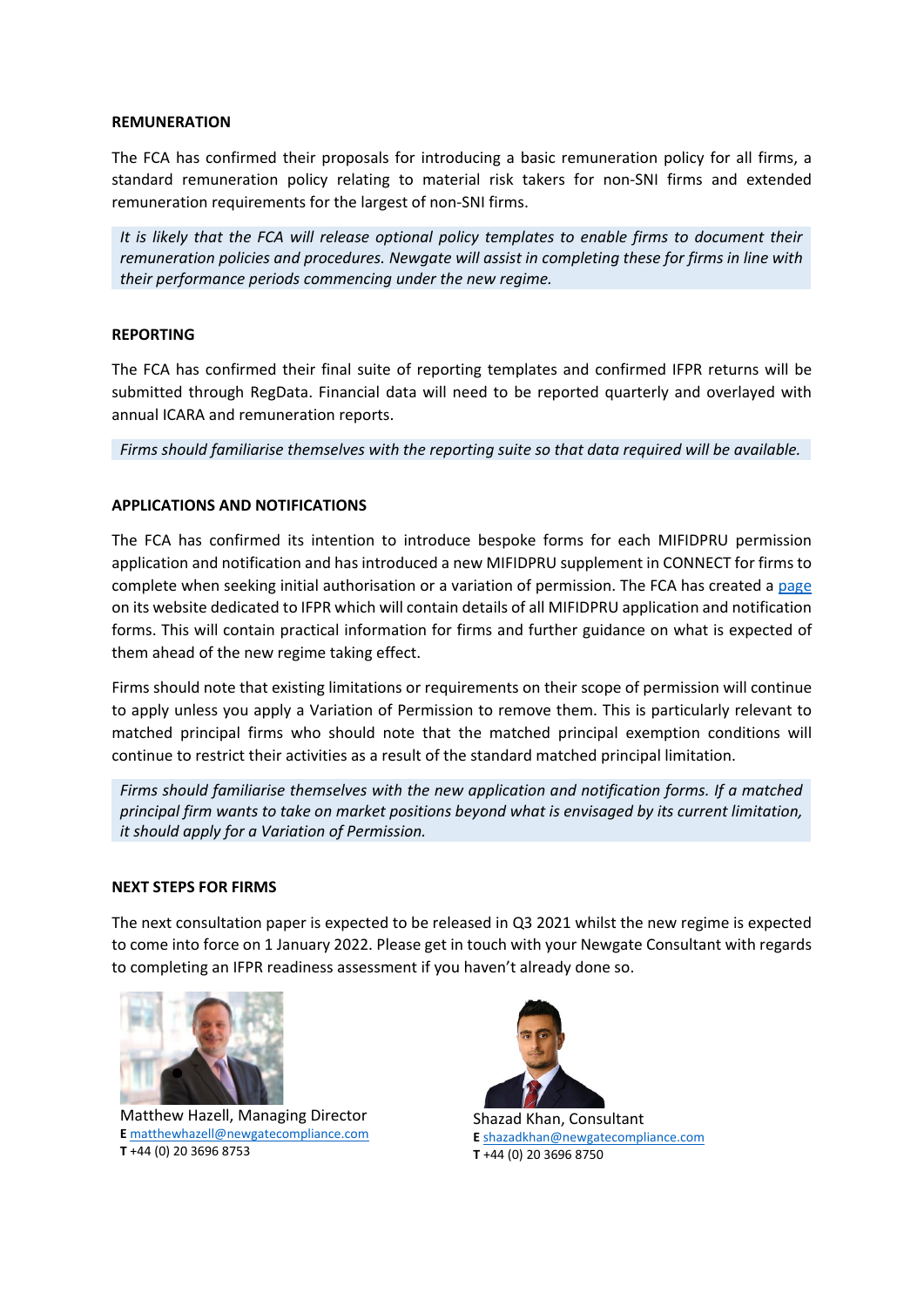## REMUNERATION

The FCA has confirmed their proposals for introducing a basic remuneration policy for all firms, a standard remuneration policy relating to material risk takers for non-SNI firms and extended remuneration requirements for the largest of non-SNI firms.

*It is likely that the FCA will release optional policy templates to enable firms to document their remuneration policies and procedures. Newgate will assist in completing these for firms in line with their performance periods commencing under the new regime.*

## REPORTING

The FCA has confirmed their final suite of reporting templates and confirmed IFPR returns will be submitted through RegData. Financial data will need to be reported quarterly and overlayed with annual ICARA and remuneration reports.

*Firms should familiarise themselves with the reporting suite so that data required will be available.*

## APPLICATIONS AND NOTIFICATIONS

The FCA has confirmed its intention to introduce bespoke forms for each MIFIDPRU permission application and notification and has introduced a new MIFIDPRU supplement in CONNECT for firms to complete when seeking initial authorisation or a variation of permission. The FCA has created a page on its website dedicated to IFPR which will contain details of all MIFIDPRU application and notification forms. This will contain practical information for firms and further guidance on what is expected of them ahead of the new regime taking effect.

Firms should note that existing limitations or requirements on their scope of permission will continue to apply unless you apply a Variation of Permission to remove them. This is particularly relevant to matched principal firms who should note that the matched principal exemption conditions will continue to restrict their activities as a result of the standard matched principal limitation.

*Firms should familiarise themselves with the new application and notification forms. If a matched principal firm wants to take on market positions beyond what is envisaged by its current limitation, it should apply for a Variation of Permission.*

## NEXT STEPS FOR FIRMS

The next consultation paper is expected to be released in Q3 2021 whilst the new regime is expected to come into force on 1 January 2022. Please get in touch with your Newgate Consultant with regards to completing an IFPR readiness assessment if you haven't already done so.

Matthew Hazell, Managing Director
**E** matthewhazell@newgatecompliance.com
**T** +44 (0) 20 3696 8753

Shazad Khan, Consultant
**E** shazadkhan@newgatecompliance.com
**T** +44 (0) 20 3696 8750